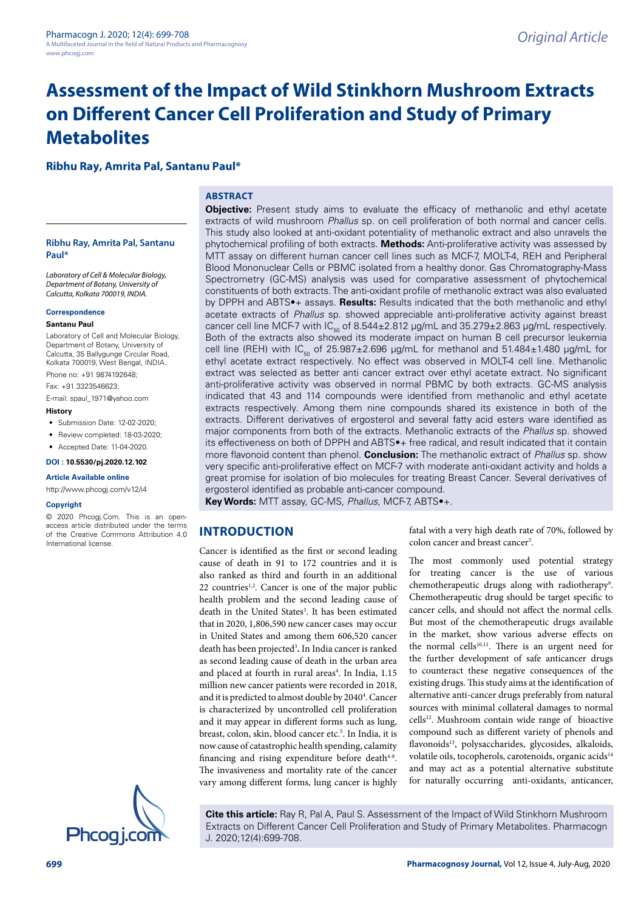*Original Article*

# Assessment of the Impact of Wild Stinkhorn Mushroom Extracts on Different Cancer Cell Proliferation and Study of Primary Metabolites

**Ribhu Ray, Amrita Pal, Santanu Paul***

## ABSTRACT

**Objective:** Present study aims to evaluate the efficacy of methanolic and ethyl acetate extracts of wild mushroom *Phallus* sp. on cell proliferation of both normal and cancer cells. This study also looked at anti-oxidant potentiality of methanolic extract and also unravels the phytochemical profiling of both extracts. **Methods:** Anti-proliferative activity was assessed by MTT assay on different human cancer cell lines such as MCF-7, MOLT-4, REH and Peripheral Blood Mononuclear Cells or PBMC isolated from a healthy donor. Gas Chromatography-Mass Spectrometry (GC-MS) analysis was used for comparative assessment of phytochemical constituents of both extracts. The anti-oxidant profile of methanolic extract was also evaluated by DPPH and ABTS•+ assays. **Results:** Results indicated that the both methanolic and ethyl acetate extracts of *Phallus* sp. showed appreciable anti-proliferative activity against breast cancer cell line MCF-7 with $IC_{50}$ of 8.544±2.812 μg/mL and 35.279±2.863 μg/mL respectively. Both of the extracts also showed its moderate impact on human B cell precursor leukemia cell line (REH) with $IC_{50}$ of 25.987±2.696 μg/mL for methanol and 51.484±1.480 μg/mL for ethyl acetate extract respectively. No effect was observed in MOLT-4 cell line. Methanolic extract was selected as better anti cancer extract over ethyl acetate extract. No significant anti-proliferative activity was observed in normal PBMC by both extracts. GC-MS analysis indicated that 43 and 114 compounds were identified from methanolic and ethyl acetate extracts respectively. Among them nine compounds shared its existence in both of the extracts. Different derivatives of ergosterol and several fatty acid esters ware identified as major components from both of the extracts. Methanolic extracts of the *Phallus* sp. showed its effectiveness on both of DPPH and ABTS•+ free radical, and result indicated that it contain more flavonoid content than phenol. **Conclusion:** The methanolic extract of *Phallus* sp. show very specific anti-proliferative effect on MCF-7 with moderate anti-oxidant activity and holds a great promise for isolation of bio molecules for treating Breast Cancer. Several derivatives of ergosterol identified as probable anti-cancer compound.

**Key Words:** MTT assay, GC-MS, *Phallus*, MCF-7, ABTS•+.

**Ribhu Ray, Amrita Pal, Santanu Paul***

*Laboratory of Cell & Molecular Biology, Department of Botany, University of Calcutta, Kolkata 700019, INDIA.*

**Correspondence**

**Santanu Paul**

Laboratory of Cell and Molecular Biology, Department of Botany, University of Calcutta, 35 Ballygunge Circular Road, Kolkata 700019, West Bengal, INDIA.

Phone no: +91 9874192648;

Fax: +91 3323546623;

E-mail: spaul_1971@yahoo.com

**History**

- Submission Date: 12-02-2020;
- Review completed: 18-03-2020;
- Accepted Date: 11-04-2020.

**DOI : 10.5530/pj.2020.12.102**

**Article Available online**

http://www.phcogj.com/v12/i4

**Copyright**

© 2020 Phcogj.Com. This is an open-access article distributed under the terms of the Creative Commons Attribution 4.0 International license.

## INTRODUCTION

Cancer is identified as the first or second leading cause of death in 91 to 172 countries and it is also ranked as third and fourth in an additional 22 countries[1,2]. Cancer is one of the major public health problem and the second leading cause of death in the United States[3]. It has been estimated that in 2020, 1,806,590 new cancer cases may occur in United States and among them 606,520 cancer death has been projected[3]. In India cancer is ranked as second leading cause of death in the urban area and placed at fourth in rural areas[4]. In India, 1.15 million new cancer patients were recorded in 2018, and it is predicted to almost double by 2040[4]. Cancer is characterized by uncontrolled cell proliferation and it may appear in different forms such as lung, breast, colon, skin, blood cancer etc.[5]. In India, it is now cause of catastrophic health spending, calamity financing and rising expenditure before death[4-8]. The invasiveness and mortality rate of the cancer vary among different forms, lung cancer is highly fatal with a very high death rate of 70%, followed by colon cancer and breast cancer[5].

The most commonly used potential strategy for treating cancer is the use of various chemotherapeutic drugs along with radiotherapy[9]. Chemotherapeutic drug should be target specific to cancer cells, and should not affect the normal cells. But most of the chemotherapeutic drugs available in the market, show various adverse effects on the normal cells[10,11]. There is an urgent need for the further development of safe anticancer drugs to counteract these negative consequences of the existing drugs. This study aims at the identification of alternative anti-cancer drugs preferably from natural sources with minimal collateral damages to normal cells[12]. Mushroom contain wide range of bioactive compound such as different variety of phenols and flavonoids[13], polysaccharides, glycosides, alkaloids, volatile oils, tocopherols, carotenoids, organic acids[14] and may act as a potential alternative substitute for naturally occurring anti-oxidants, anticancer,

**Cite this article:** Ray R, Pal A, Paul S. Assessment of the Impact of Wild Stinkhorn Mushroom Extracts on Different Cancer Cell Proliferation and Study of Primary Metabolites. Pharmacogn J. 2020;12(4):699-708.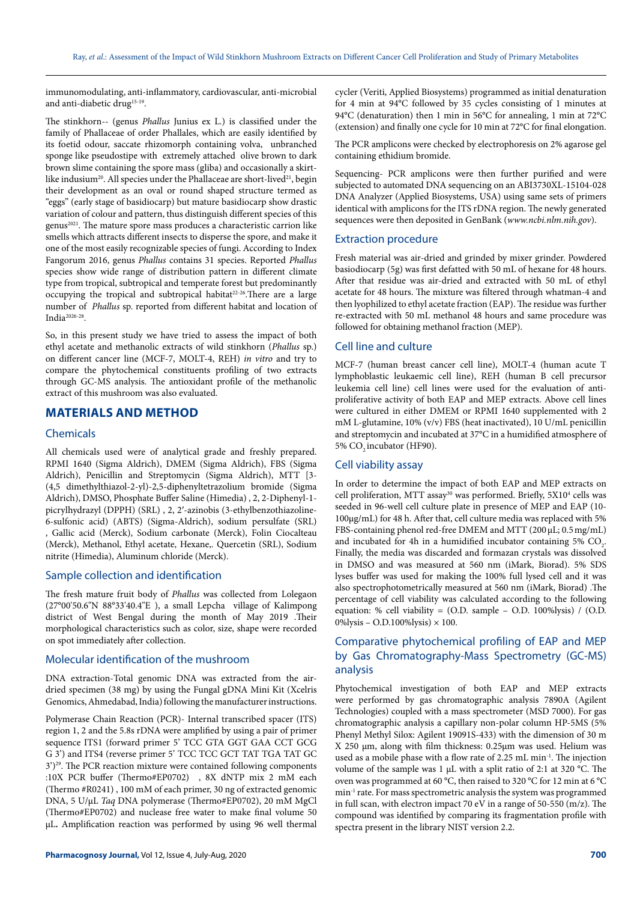immunomodulating, anti-inflammatory, cardiovascular, anti-microbial and anti-diabetic drug[15-19].

The stinkhorn-- (genus *Phallus* Junius ex L.) is classified under the family of Phallaceae of order Phallales, which are easily identified by its foetid odour, saccate rhizomorph containing volva, unbranched sponge like pseudostipe with extremely attached olive brown to dark brown slime containing the spore mass (gliba) and occasionally a skirt-like indusium[20]. All species under the Phallaceae are short-lived[21], begin their development as an oval or round shaped structure termed as "eggs" (early stage of basidiocarp) but mature basidiocarp show drastic variation of colour and pattern, thus distinguish different species of this genus[2021]. The mature spore mass produces a characteristic carrion like smells which attracts different insects to disperse the spore, and make it one of the most easily recognizable species of fungi. According to Index Fangorum 2016, genus *Phallus* contains 31 species. Reported *Phallus* species show wide range of distribution pattern in different climate type from tropical, subtropical and temperate forest but predominantly occupying the tropical and subtropical habitat[22-26].There are a large number of *Phallus* sp. reported from different habitat and location of India[2026-28].

So, in this present study we have tried to assess the impact of both ethyl acetate and methanolic extracts of wild stinkhorn (*Phallus* sp.) on different cancer line (MCF-7, MOLT-4, REH) *in vitro* and try to compare the phytochemical constituents profiling of two extracts through GC-MS analysis. The antioxidant profile of the methanolic extract of this mushroom was also evaluated.

## MATERIALS AND METHOD

### Chemicals

All chemicals used were of analytical grade and freshly prepared. RPMI 1640 (Sigma Aldrich), DMEM (Sigma Aldrich), FBS (Sigma Aldrich), Penicillin and Streptomycin (Sigma Aldrich), MTT [3-(4,5 dimethylthiazol-2-yl)-2,5-diphenyltetrazolium bromide (Sigma Aldrich), DMSO, Phosphate Buffer Saline (Himedia) , 2, 2-Diphenyl-1-picrylhydrazyl (DPPH) (SRL) , 2, 2′-azinobis (3-ethylbenzothiazoline-6-sulfonic acid) (ABTS) (Sigma-Aldrich), sodium persulfate (SRL) , Gallic acid (Merck), Sodium carbonate (Merck), Folin Ciocalteau (Merck), Methanol, Ethyl acetate, Hexane,. Quercetin (SRL), Sodium nitrite (Himedia), Aluminum chloride (Merck).

### Sample collection and identification

The fresh mature fruit body of *Phallus* was collected from Lolegaon (27°00′50.6″N 88°33′40.4″E ), a small Lepcha village of Kalimpong district of West Bengal during the month of May 2019 .Their morphological characteristics such as color, size, shape were recorded on spot immediately after collection.

### Molecular identification of the mushroom

DNA extraction-Total genomic DNA was extracted from the air-dried specimen (38 mg) by using the Fungal gDNA Mini Kit (Xcelris Genomics, Ahmedabad, India) following the manufacturer instructions.

Polymerase Chain Reaction (PCR)- Internal transcribed spacer (ITS) region 1, 2 and the 5.8s rDNA were amplified by using a pair of primer sequence ITS1 (forward primer 5' TCC GTA GGT GAA CCT GCG G 3') and ITS4 (reverse primer 5' TCC TCC GCT TAT TGA TAT GC 3')[29]. The PCR reaction mixture were contained following components :10X PCR buffer (Thermo#EP0702) , 8X dNTP mix 2 mM each (Thermo #R0241) , 100 mM of each primer, 30 ng of extracted genomic DNA, 5 U/μL *Taq* DNA polymerase (Thermo#EP0702), 20 mM MgCl (Thermo#EP0702) and nuclease free water to make final volume 50 μL**.** Amplification reaction was performed by using 96 well thermal cycler (Veriti, Applied Biosystems) programmed as initial denaturation for 4 min at 94°C followed by 35 cycles consisting of 1 minutes at 94°C (denaturation) then 1 min in 56°C for annealing, 1 min at 72°C (extension) and finally one cycle for 10 min at 72°C for final elongation.

The PCR amplicons were checked by electrophoresis on 2% agarose gel containing ethidium bromide.

Sequencing- PCR amplicons were then further purified and were subjected to automated DNA sequencing on an ABI3730XL-15104-028 DNA Analyzer (Applied Biosystems, USA) using same sets of primers identical with amplicons for the ITS rDNA region. The newly generated sequences were then deposited in GenBank (*www.ncbi.nlm.nih.gov*).

### Extraction procedure

Fresh material was air-dried and grinded by mixer grinder. Powdered basiodiocarp (5g) was first defatted with 50 mL of hexane for 48 hours. After that residue was air-dried and extracted with 50 mL of ethyl acetate for 48 hours. The mixture was filtered through whatman-4 and then lyophilized to ethyl acetate fraction (EAP). The residue was further re-extracted with 50 mL methanol 48 hours and same procedure was followed for obtaining methanol fraction (MEP).

### Cell line and culture

MCF-7 (human breast cancer cell line), MOLT-4 (human acute T lymphoblastic leukaemic cell line), REH (human B cell precursor leukemia cell line) cell lines were used for the evaluation of anti-proliferative activity of both EAP and MEP extracts. Above cell lines were cultured in either DMEM or RPMI 1640 supplemented with 2 mM L-glutamine, 10% (v/v) FBS (heat inactivated), 10 U/mL penicillin and streptomycin and incubated at 37°C in a humidified atmosphere of 5% $CO_2$ incubator (HF90).

### Cell viability assay

In order to determine the impact of both EAP and MEP extracts on cell proliferation, MTT assay[30] was performed. Briefly, $5X10^4$ cells was seeded in 96-well cell culture plate in presence of MEP and EAP (10-100μg/mL) for 48 h. After that, cell culture media was replaced with 5% FBS-containing phenol red-free DMEM and MTT (200 μL; 0.5 mg/mL) and incubated for 4h in a humidified incubator containing 5% $CO_2$. Finally, the media was discarded and formazan crystals was dissolved in DMSO and was measured at 560 nm (iMark, Biorad). 5% SDS lyses buffer was used for making the 100% full lysed cell and it was also spectrophotometrically measured at 560 nm (iMark, Biorad) .The percentage of cell viability was calculated according to the following equation: % cell viability = (O.D. sample – O.D. 100%lysis) / (O.D. 0%lysis – O.D.100%lysis) × 100.

### Comparative phytochemical profiling of EAP and MEP by Gas Chromatography-Mass Spectrometry (GC-MS) analysis

Phytochemical investigation of both EAP and MEP extracts were performed by gas chromatographic analysis 7890A (Agilent Technologies) coupled with a mass spectrometer (MSD 7000). For gas chromatographic analysis a capillary non-polar column HP-5MS (5% Phenyl Methyl Silox: Agilent 19091S-433) with the dimension of 30 m X 250 μm, along with film thickness: 0.25μm was used. Helium was used as a mobile phase with a flow rate of 2.25 mL $min^{-1}$. The injection volume of the sample was 1 μL with a split ratio of 2:1 at 320 °C. The oven was programmed at 60 °C, then raised to 320 °C for 12 min at 6 °C $min^{-1}$ rate. For mass spectrometric analysis the system was programmed in full scan, with electron impact 70 eV in a range of 50-550 (m/z). The compound was identified by comparing its fragmentation profile with spectra present in the library NIST version 2.2.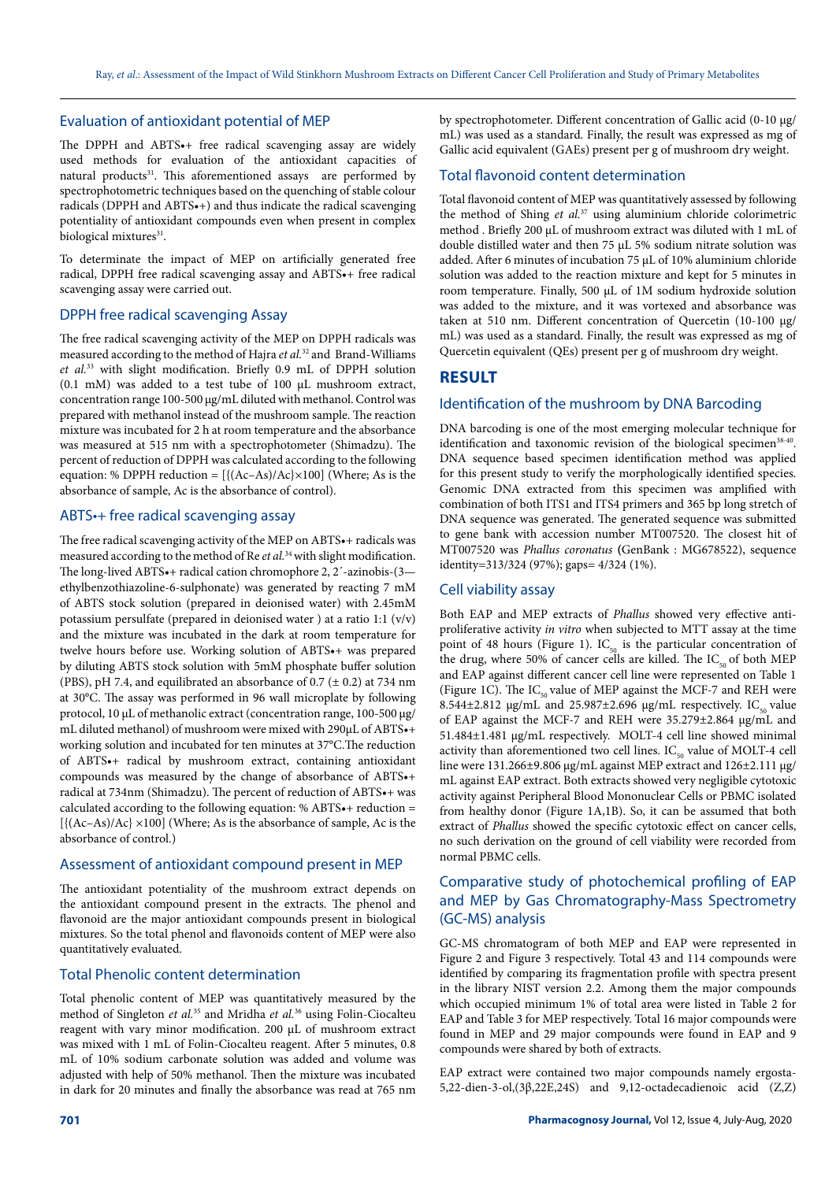## Evaluation of antioxidant potential of MEP

The DPPH and ABTS•+ free radical scavenging assay are widely used methods for evaluation of the antioxidant capacities of natural products[31]. This aforementioned assays are performed by spectrophotometric techniques based on the quenching of stable colour radicals (DPPH and ABTS•+) and thus indicate the radical scavenging potentiality of antioxidant compounds even when present in complex biological mixtures[31].

To determinate the impact of MEP on artificially generated free radical, DPPH free radical scavenging assay and ABTS•+ free radical scavenging assay were carried out.

### DPPH free radical scavenging Assay

The free radical scavenging activity of the MEP on DPPH radicals was measured according to the method of Hajra *et al.*[32] and Brand-Williams *et al.*[33] with slight modification. Briefly 0.9 mL of DPPH solution (0.1 mM) was added to a test tube of 100 µL mushroom extract, concentration range 100-500 µg/mL diluted with methanol. Control was prepared with methanol instead of the mushroom sample. The reaction mixture was incubated for 2 h at room temperature and the absorbance was measured at 515 nm with a spectrophotometer (Shimadzu). The percent of reduction of DPPH was calculated according to the following equation: % DPPH reduction = $[\{(Ac–As)/Ac\}\times100]$ (Where; As is the absorbance of sample, Ac is the absorbance of control).

### ABTS•+ free radical scavenging assay

The free radical scavenging activity of the MEP on ABTS•+ radicals was measured according to the method of Re *et al.*[34] with slight modification. The long-lived ABTS•+ radical cation chromophore 2, 2´-azinobis-(3—ethylbenzothiazoline-6-sulphonate) was generated by reacting 7 mM of ABTS stock solution (prepared in deionised water) with 2.45mM potassium persulfate (prepared in deionised water ) at a ratio 1:1 (v/v) and the mixture was incubated in the dark at room temperature for twelve hours before use. Working solution of ABTS•+ was prepared by diluting ABTS stock solution with 5mM phosphate buffer solution (PBS), pH 7.4, and equilibrated an absorbance of 0.7 (± 0.2) at 734 nm at 30°C. The assay was performed in 96 wall microplate by following protocol, 10 µL of methanolic extract (concentration range, 100-500 µg/mL diluted methanol) of mushroom were mixed with 290µL of ABTS•+ working solution and incubated for ten minutes at 37°C.The reduction of ABTS•+ radical by mushroom extract, containing antioxidant compounds was measured by the change of absorbance of ABTS•+ radical at 734nm (Shimadzu). The percent of reduction of ABTS•+ was calculated according to the following equation: % ABTS•+ reduction = $[\{(Ac–As)/Ac\}\times100]$ (Where; As is the absorbance of sample, Ac is the absorbance of control.)

## Assessment of antioxidant compound present in MEP

The antioxidant potentiality of the mushroom extract depends on the antioxidant compound present in the extracts. The phenol and flavonoid are the major antioxidant compounds present in biological mixtures. So the total phenol and flavonoids content of MEP were also quantitatively evaluated.

### Total Phenolic content determination

Total phenolic content of MEP was quantitatively measured by the method of Singleton *et al.*[35] and Mridha *et al.*[36] using Folin-Ciocalteu reagent with vary minor modification. 200 µL of mushroom extract was mixed with 1 mL of Folin-Ciocalteu reagent. After 5 minutes, 0.8 mL of 10% sodium carbonate solution was added and volume was adjusted with help of 50% methanol. Then the mixture was incubated in dark for 20 minutes and finally the absorbance was read at 765 nm by spectrophotometer. Different concentration of Gallic acid (0-10 µg/mL) was used as a standard. Finally, the result was expressed as mg of Gallic acid equivalent (GAEs) present per g of mushroom dry weight.

### Total flavonoid content determination

Total flavonoid content of MEP was quantitatively assessed by following the method of Shing *et al.*[37] using aluminium chloride colorimetric method . Briefly 200 µL of mushroom extract was diluted with 1 mL of double distilled water and then 75 µL 5% sodium nitrate solution was added. After 6 minutes of incubation 75 µL of 10% aluminium chloride solution was added to the reaction mixture and kept for 5 minutes in room temperature. Finally, 500 µL of 1M sodium hydroxide solution was added to the mixture, and it was vortexed and absorbance was taken at 510 nm. Different concentration of Quercetin (10-100 µg/mL) was used as a standard. Finally, the result was expressed as mg of Quercetin equivalent (QEs) present per g of mushroom dry weight.

# RESULT

## Identification of the mushroom by DNA Barcoding

DNA barcoding is one of the most emerging molecular technique for identification and taxonomic revision of the biological specimen[38-40]. DNA sequence based specimen identification method was applied for this present study to verify the morphologically identified species. Genomic DNA extracted from this specimen was amplified with combination of both ITS1 and ITS4 primers and 365 bp long stretch of DNA sequence was generated. The generated sequence was submitted to gene bank with accession number MT007520. The closest hit of MT007520 was *Phallus coronatus* (GenBank : MG678522), sequence identity=313/324 (97%); gaps= 4/324 (1%).

## Cell viability assay

Both EAP and MEP extracts of *Phallus* showed very effective anti-proliferative activity *in vitro* when subjected to MTT assay at the time point of 48 hours (Figure 1). $IC_{50}$ is the particular concentration of the drug, where 50% of cancer cells are killed. The $IC_{50}$ of both MEP and EAP against different cancer cell line were represented on Table 1 (Figure 1C). The $IC_{50}$ value of MEP against the MCF-7 and REH were 8.544±2.812 µg/mL and 25.987±2.696 µg/mL respectively. $IC_{50}$ value of EAP against the MCF-7 and REH were 35.279±2.864 µg/mL and 51.484±1.481 µg/mL respectively. MOLT-4 cell line showed minimal activity than aforementioned two cell lines. $IC_{50}$ value of MOLT-4 cell line were 131.266±9.806 µg/mL against MEP extract and 126±2.111 µg/mL against EAP extract. Both extracts showed very negligible cytotoxic activity against Peripheral Blood Mononuclear Cells or PBMC isolated from healthy donor (Figure 1A,1B). So, it can be assumed that both extract of *Phallus* showed the specific cytotoxic effect on cancer cells, no such derivation on the ground of cell viability were recorded from normal PBMC cells.

## Comparative study of photochemical profiling of EAP and MEP by Gas Chromatography-Mass Spectrometry (GC-MS) analysis

GC-MS chromatogram of both MEP and EAP were represented in Figure 2 and Figure 3 respectively. Total 43 and 114 compounds were identified by comparing its fragmentation profile with spectra present in the library NIST version 2.2. Among them the major compounds which occupied minimum 1% of total area were listed in Table 2 for EAP and Table 3 for MEP respectively. Total 16 major compounds were found in MEP and 29 major compounds were found in EAP and 9 compounds were shared by both of extracts.

EAP extract were contained two major compounds namely ergosta-5,22-dien-3-ol,(3β,22E,24S) and 9,12-octadecadienoic acid (Z,Z)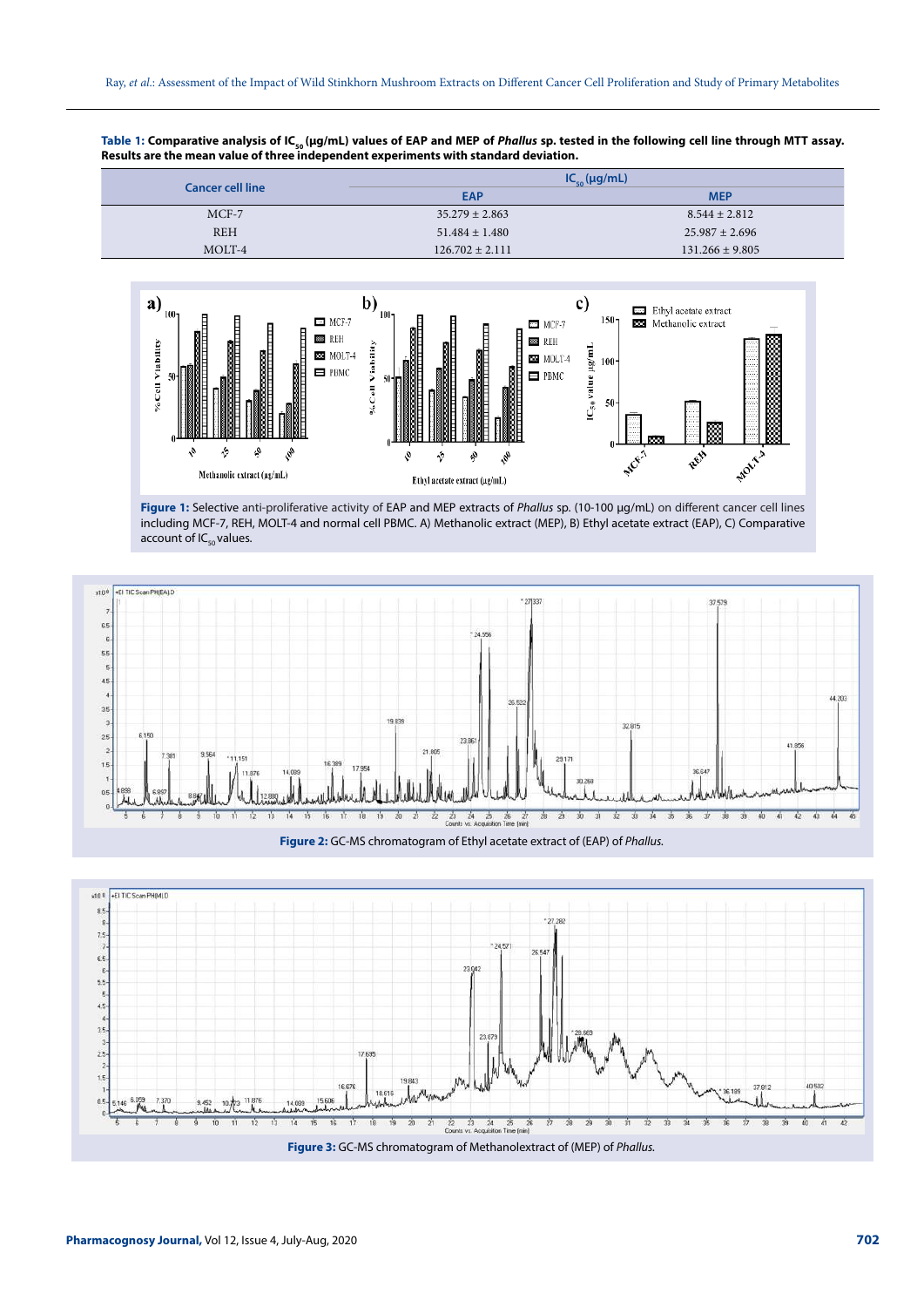**Table 1: Comparative analysis of $IC_{50}$ (µg/mL) values of EAP and MEP of *Phallus* sp. tested in the following cell line through MTT assay. Results are the mean value of three independent experiments with standard deviation.**

| Cancer cell line | $IC_{50}$ (µg/mL) | |
|---|---|---|
| | EAP | MEP |
| MCF-7 | 35.279 ± 2.863 | 8.544 ± 2.812 |
| REH | 51.484 ± 1.480 | 25.987 ± 2.696 |
| MOLT-4 | 126.702 ± 2.111 | 131.266 ± 9.805 |

**Figure 1:** Selective anti-proliferative activity of EAP and MEP extracts of *Phallus* sp. (10-100 µg/mL) on different cancer cell lines including MCF-7, REH, MOLT-4 and normal cell PBMC. A) Methanolic extract (MEP), B) Ethyl acetate extract (EAP), C) Comparative account of $IC_{50}$ values.

**Figure 2:** GC-MS chromatogram of Ethyl acetate extract of (EAP) of *Phallus*.

**Figure 3:** GC-MS chromatogram of Methanolextract of (MEP) of *Phallus*.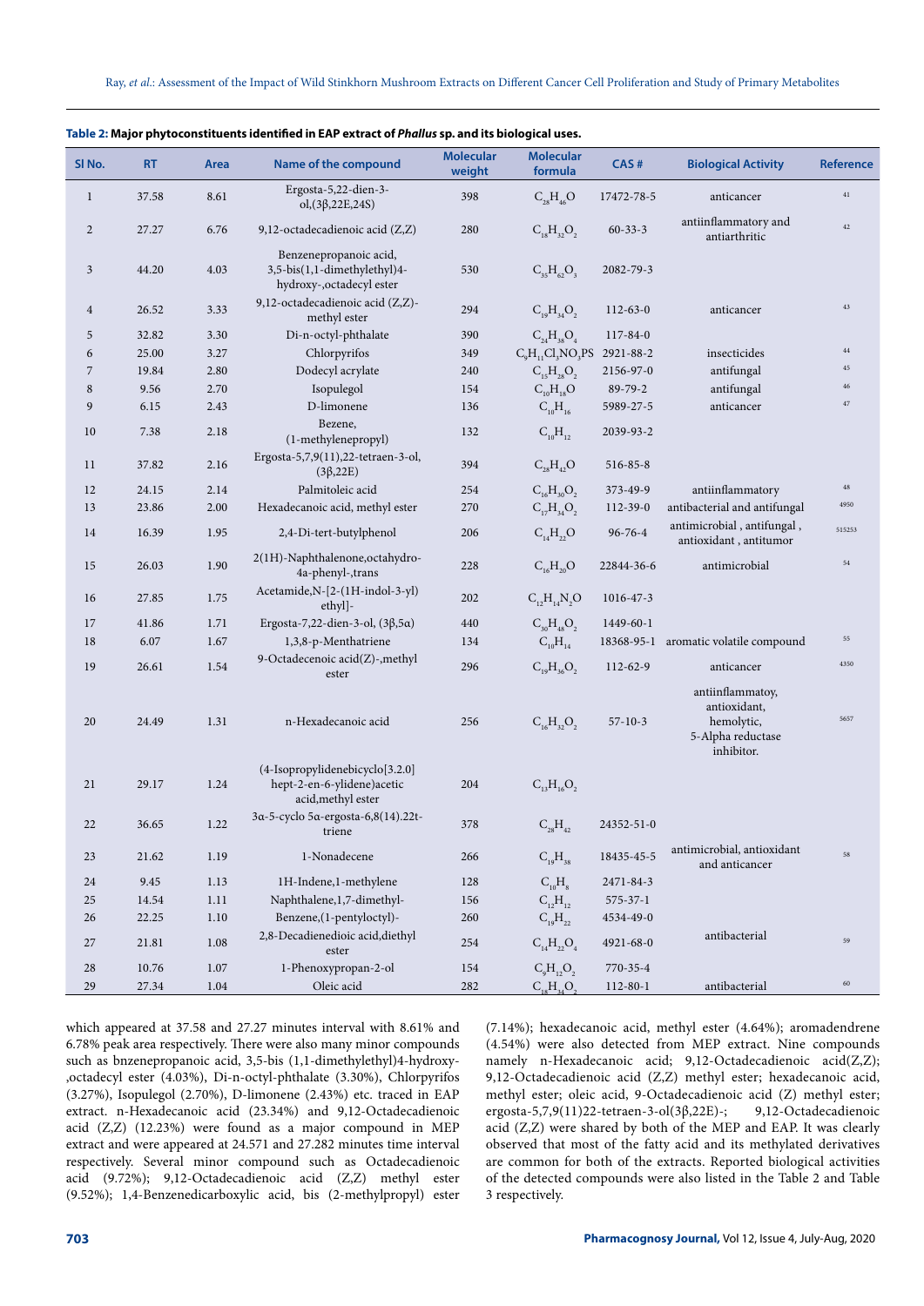**Table 2: Major phytoconstituents identified in EAP extract of *Phallus* sp. and its biological uses.**

| Sl No. | RT | Area | Name of the compound | Molecular weight | Molecular formula | CAS # | Biological Activity | Reference |
|---|---|---|---|---|---|---|---|---|
| 1 | 37.58 | 8.61 | Ergosta-5,22-dien-3-ol,(3β,22E,24S) | 398 | $C_{28}H_{46}O$ | 17472-78-5 | anticancer | 41 |
| 2 | 27.27 | 6.76 | 9,12-octadecadienoic acid (Z,Z) | 280 | $C_{18}H_{32}O_2$ | 60-33-3 | antiinflammatory and antiarthritic | 42 |
| 3 | 44.20 | 4.03 | Benzenepropanoic acid, 3,5-bis(1,1-dimethylethyl)4-hydroxy-,octadecyl ester | 530 | $C_{35}H_{62}O_3$ | 2082-79-3 | | |
| 4 | 26.52 | 3.33 | 9,12-octadecadienoic acid (Z,Z)-methyl ester | 294 | $C_{19}H_{34}O_2$ | 112-63-0 | anticancer | 43 |
| 5 | 32.82 | 3.30 | Di-n-octyl-phthalate | 390 | $C_{24}H_{38}O_4$ | 117-84-0 | | |
| 6 | 25.00 | 3.27 | Chlorpyrifos | 349 | $C_9H_{11}Cl_3NO_3PS$ | 2921-88-2 | insecticides | 44 |
| 7 | 19.84 | 2.80 | Dodecyl acrylate | 240 | $C_{15}H_{28}O_2$ | 2156-97-0 | antifungal | 45 |
| 8 | 9.56 | 2.70 | Isopulegol | 154 | $C_{10}H_{18}O$ | 89-79-2 | antifungal | 46 |
| 9 | 6.15 | 2.43 | D-limonene | 136 | $C_{10}H_{16}$ | 5989-27-5 | anticancer | 47 |
| 10 | 7.38 | 2.18 | Bezene,(1-methylenepropyl) | 132 | $C_{10}H_{12}$ | 2039-93-2 | | |
| 11 | 37.82 | 2.16 | Ergosta-5,7,9(11),22-tetraen-3-ol,(3β,22E) | 394 | $C_{28}H_{42}O$ | 516-85-8 | | |
| 12 | 24.15 | 2.14 | Palmitoleic acid | 254 | $C_{16}H_{30}O_2$ | 373-49-9 | antiinflammatory | 48 |
| 13 | 23.86 | 2.00 | Hexadecanoic acid, methyl ester | 270 | $C_{17}H_{34}O_2$ | 112-39-0 | antibacterial and antifungal | 4950 |
| 14 | 16.39 | 1.95 | 2,4-Di-tert-butylphenol | 206 | $C_{14}H_{22}O$ | 96-76-4 | antimicrobial , antifungal , antioxidant , antitumor | 515253 |
| 15 | 26.03 | 1.90 | 2(1H)-Naphthalenone,octahydro-4a-phenyl-,trans | 228 | $C_{16}H_{20}O$ | 22844-36-6 | antimicrobial | 54 |
| 16 | 27.85 | 1.75 | Acetamide,N-[2-(1H-indol-3-yl) ethyl]- | 202 | $C_{12}H_{14}N_2O$ | 1016-47-3 | | |
| 17 | 41.86 | 1.71 | Ergosta-7,22-dien-3-ol, (3β,5α) | 440 | $C_{30}H_{48}O_2$ | 1449-60-1 | | |
| 18 | 6.07 | 1.67 | 1,3,8-p-Menthatriene | 134 | $C_{10}H_{14}$ | 18368-95-1 | aromatic volatile compound | 55 |
| 19 | 26.61 | 1.54 | 9-Octadecenoic acid(Z)-,methyl ester | 296 | $C_{19}H_{36}O_2$ | 112-62-9 | anticancer | 4350 |
| 20 | 24.49 | 1.31 | n-Hexadecanoic acid | 256 | $C_{16}H_{32}O_2$ | 57-10-3 | antiinflammatoy, antioxidant, hemolytic, 5-Alpha reductase inhibitor. | 5657 |
| 21 | 29.17 | 1.24 | (4-Isopropylidenebicyclo[3.2.0] hept-2-en-6-ylidene)acetic acid,methyl ester | 204 | $C_{13}H_{16}O_2$ | | | |
| 22 | 36.65 | 1.22 | 3α-5-cyclo 5α-ergosta-6,8(14).22t-triene | 378 | $C_{28}H_{42}$ | 24352-51-0 | | |
| 23 | 21.62 | 1.19 | 1-Nonadecene | 266 | $C_{19}H_{38}$ | 18435-45-5 | antimicrobial, antioxidant and anticancer | 58 |
| 24 | 9.45 | 1.13 | 1H-Indene,1-methylene | 128 | $C_{10}H_8$ | 2471-84-3 | | |
| 25 | 14.54 | 1.11 | Naphthalene,1,7-dimethyl- | 156 | $C_{12}H_{12}$ | 575-37-1 | | |
| 26 | 22.25 | 1.10 | Benzene,(1-pentyloctyl)- | 260 | $C_{19}H_{22}$ | 4534-49-0 | | |
| 27 | 21.81 | 1.08 | 2,8-Decadienedioic acid,diethyl ester | 254 | $C_{14}H_{22}O_4$ | 4921-68-0 | antibacterial | 59 |
| 28 | 10.76 | 1.07 | 1-Phenoxypropan-2-ol | 154 | $C_9H_{12}O_2$ | 770-35-4 | | |
| 29 | 27.34 | 1.04 | Oleic acid | 282 | $C_{18}H_{34}O_2$ | 112-80-1 | antibacterial | 60 |

which appeared at 37.58 and 27.27 minutes interval with 8.61% and 6.78% peak area respectively. There were also many minor compounds such as bnzenepropanoic acid, 3,5-bis (1,1-dimethylethyl)4-hydroxy-,octadecyl ester (4.03%), Di-n-octyl-phthalate (3.30%), Chlorpyrifos (3.27%), Isopulegol (2.70%), D-limonene (2.43%) etc. traced in EAP extract. n-Hexadecanoic acid (23.34%) and 9,12-Octadecadienoic acid (Z,Z) (12.23%) were found as a major compound in MEP extract and were appeared at 24.571 and 27.282 minutes time interval respectively. Several minor compound such as Octadecadienoic acid (9.72%); 9,12-Octadecadienoic acid (Z,Z) methyl ester (9.52%); 1,4-Benzenedicarboxylic acid, bis (2-methylpropyl) ester (7.14%); hexadecanoic acid, methyl ester (4.64%); aromadendrene (4.54%) were also detected from MEP extract. Nine compounds namely n-Hexadecanoic acid; 9,12-Octadecadienoic acid(Z,Z); 9,12-Octadecadienoic acid (Z,Z) methyl ester; hexadecanoic acid, methyl ester; oleic acid, 9-Octadecadienoic acid (Z) methyl ester; ergosta-5,7,9(11)22-tetraen-3-ol(3β,22E)-; 9,12-Octadecadienoic acid (Z,Z) were shared by both of the MEP and EAP. It was clearly observed that most of the fatty acid and its methylated derivatives are common for both of the extracts. Reported biological activities of the detected compounds were also listed in the Table 2 and Table 3 respectively.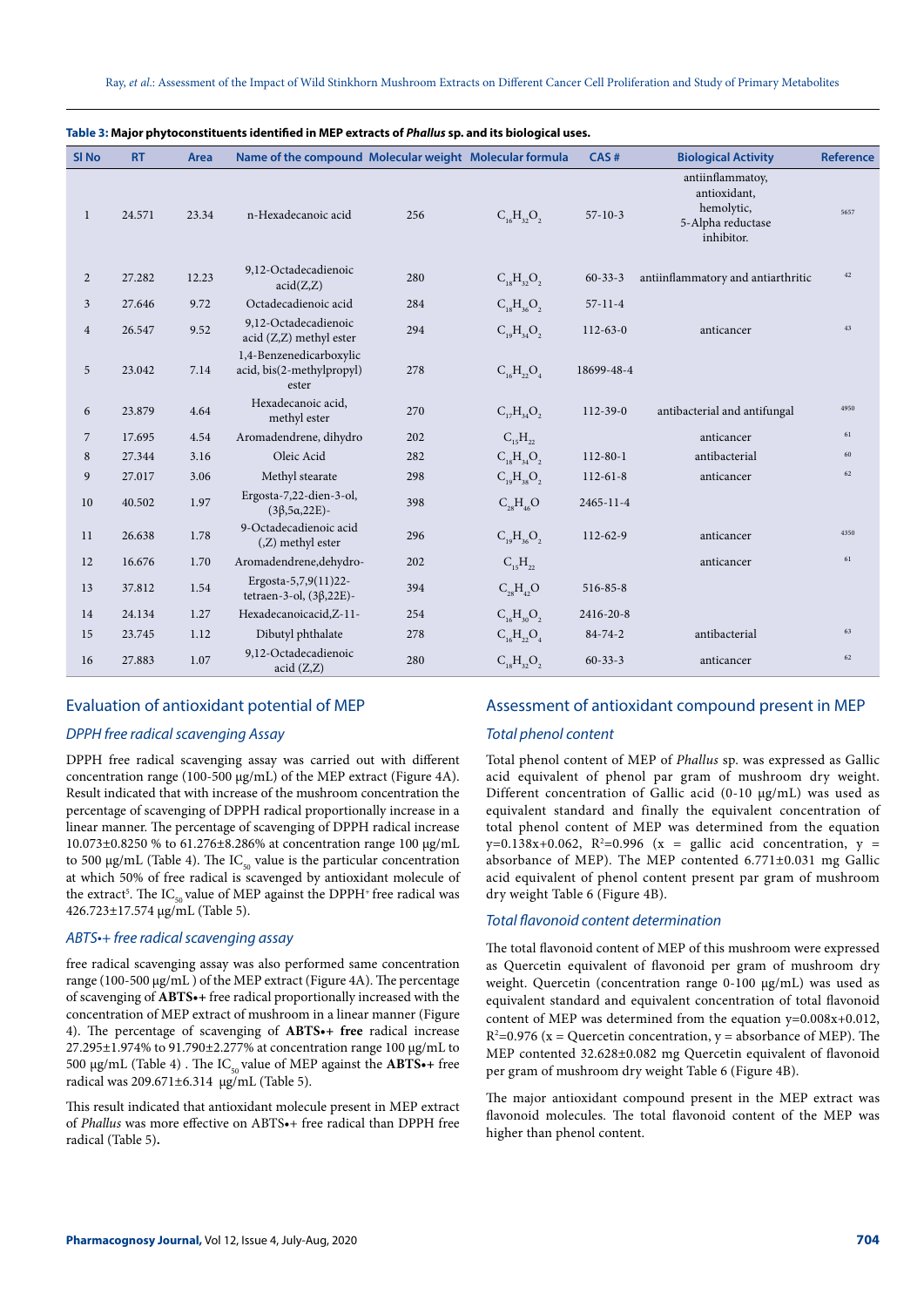**Table 3: Major phytoconstituents identified in MEP extracts of *Phallus* sp. and its biological uses.**

| Sl No | RT | Area | Name of the compound | Molecular weight | Molecular formula | CAS # | Biological Activity | Reference |
|---|---|---|---|---|---|---|---|---|
| 1 | 24.571 | 23.34 | n-Hexadecanoic acid | 256 | $C_{16}H_{32}O_2$ | 57-10-3 | antiinflammatoy, antioxidant, hemolytic, 5-Alpha reductase inhibitor. | 5657 |
| 2 | 27.282 | 12.23 | 9,12-Octadecadienoic acid(Z,Z) | 280 | $C_{18}H_{32}O_2$ | 60-33-3 | antiinflammatory and antiarthritic | 42 |
| 3 | 27.646 | 9.72 | Octadecadienoic acid | 284 | $C_{18}H_{36}O_2$ | 57-11-4 | | |
| 4 | 26.547 | 9.52 | 9,12-Octadecadienoic acid (Z,Z) methyl ester | 294 | $C_{19}H_{34}O_2$ | 112-63-0 | anticancer | 43 |
| 5 | 23.042 | 7.14 | 1,4-Benzenedicarboxylic acid, bis(2-methylpropyl) ester | 278 | $C_{16}H_{22}O_4$ | 18699-48-4 | | |
| 6 | 23.879 | 4.64 | Hexadecanoic acid, methyl ester | 270 | $C_{17}H_{34}O_2$ | 112-39-0 | antibacterial and antifungal | 4950 |
| 7 | 17.695 | 4.54 | Aromadendrene, dihydro | 202 | $C_{15}H_{22}$ | | anticancer | 61 |
| 8 | 27.344 | 3.16 | Oleic Acid | 282 | $C_{18}H_{34}O_2$ | 112-80-1 | antibacterial | 60 |
| 9 | 27.017 | 3.06 | Methyl stearate | 298 | $C_{19}H_{38}O_2$ | 112-61-8 | anticancer | 62 |
| 10 | 40.502 | 1.97 | Ergosta-7,22-dien-3-ol, (3β,5α,22E)- | 398 | $C_{28}H_{46}O$ | 2465-11-4 | | |
| 11 | 26.638 | 1.78 | 9-Octadecadienoic acid (,Z) methyl ester | 296 | $C_{19}H_{36}O_2$ | 112-62-9 | anticancer | 4350 |
| 12 | 16.676 | 1.70 | Aromadendrene,dehydro- | 202 | $C_{15}H_{22}$ | | anticancer | 61 |
| 13 | 37.812 | 1.54 | Ergosta-5,7,9(11)22-tetraen-3-ol, (3β,22E)- | 394 | $C_{28}H_{42}O$ | 516-85-8 | | |
| 14 | 24.134 | 1.27 | Hexadecanoicacid,Z-11- | 254 | $C_{16}H_{30}O_2$ | 2416-20-8 | | |
| 15 | 23.745 | 1.12 | Dibutyl phthalate | 278 | $C_{16}H_{22}O_4$ | 84-74-2 | antibacterial | 63 |
| 16 | 27.883 | 1.07 | 9,12-Octadecadienoic acid (Z,Z) | 280 | $C_{18}H_{32}O_2$ | 60-33-3 | anticancer | 62 |

## Evaluation of antioxidant potential of MEP

### *DPPH free radical scavenging Assay*

DPPH free radical scavenging assay was carried out with different concentration range (100-500 μg/mL) of the MEP extract (Figure 4A). Result indicated that with increase of the mushroom concentration the percentage of scavenging of DPPH radical proportionally increase in a linear manner. The percentage of scavenging of DPPH radical increase 10.073±0.8250 % to 61.276±8.286% at concentration range 100 μg/mL to 500 μg/mL (Table 4). The $IC_{50}$ value is the particular concentration at which 50% of free radical is scavenged by antioxidant molecule of the extract[5]. The $IC_{50}$ value of MEP against the $DPPH^+$ free radical was 426.723±17.574 μg/mL (Table 5).

### *ABTS•+ free radical scavenging assay*

free radical scavenging assay was also performed same concentration range (100-500 μg/mL ) of the MEP extract (Figure 4A). The percentage of scavenging of **ABTS•+** free radical proportionally increased with the concentration of MEP extract of mushroom in a linear manner (Figure 4). The percentage of scavenging of **ABTS•+ free** radical increase 27.295±1.974% to 91.790±2.277% at concentration range 100 μg/mL to 500 μg/mL (Table 4) . The $IC_{50}$ value of MEP against the **ABTS•+** free radical was 209.671±6.314 μg/mL (Table 5).

This result indicated that antioxidant molecule present in MEP extract of *Phallus* was more effective on ABTS•+ free radical than DPPH free radical (Table 5)**.**

## Assessment of antioxidant compound present in MEP

### *Total phenol content*

Total phenol content of MEP of *Phallus* sp. was expressed as Gallic acid equivalent of phenol par gram of mushroom dry weight. Different concentration of Gallic acid (0-10 μg/mL) was used as equivalent standard and finally the equivalent concentration of total phenol content of MEP was determined from the equation $y=0.138x+0.062$, $R^2=0.996$ (x = gallic acid concentration, y = absorbance of MEP). The MEP contented 6.771±0.031 mg Gallic acid equivalent of phenol content present par gram of mushroom dry weight Table 6 (Figure 4B).

### *Total flavonoid content determination*

The total flavonoid content of MEP of this mushroom were expressed as Quercetin equivalent of flavonoid per gram of mushroom dry weight. Quercetin (concentration range 0-100 μg/mL) was used as equivalent standard and equivalent concentration of total flavonoid content of MEP was determined from the equation $y=0.008x+0.012$, $R^2=0.976$ (x = Quercetin concentration, y = absorbance of MEP). The MEP contented 32.628±0.082 mg Quercetin equivalent of flavonoid per gram of mushroom dry weight Table 6 (Figure 4B).

The major antioxidant compound present in the MEP extract was flavonoid molecules. The total flavonoid content of the MEP was higher than phenol content.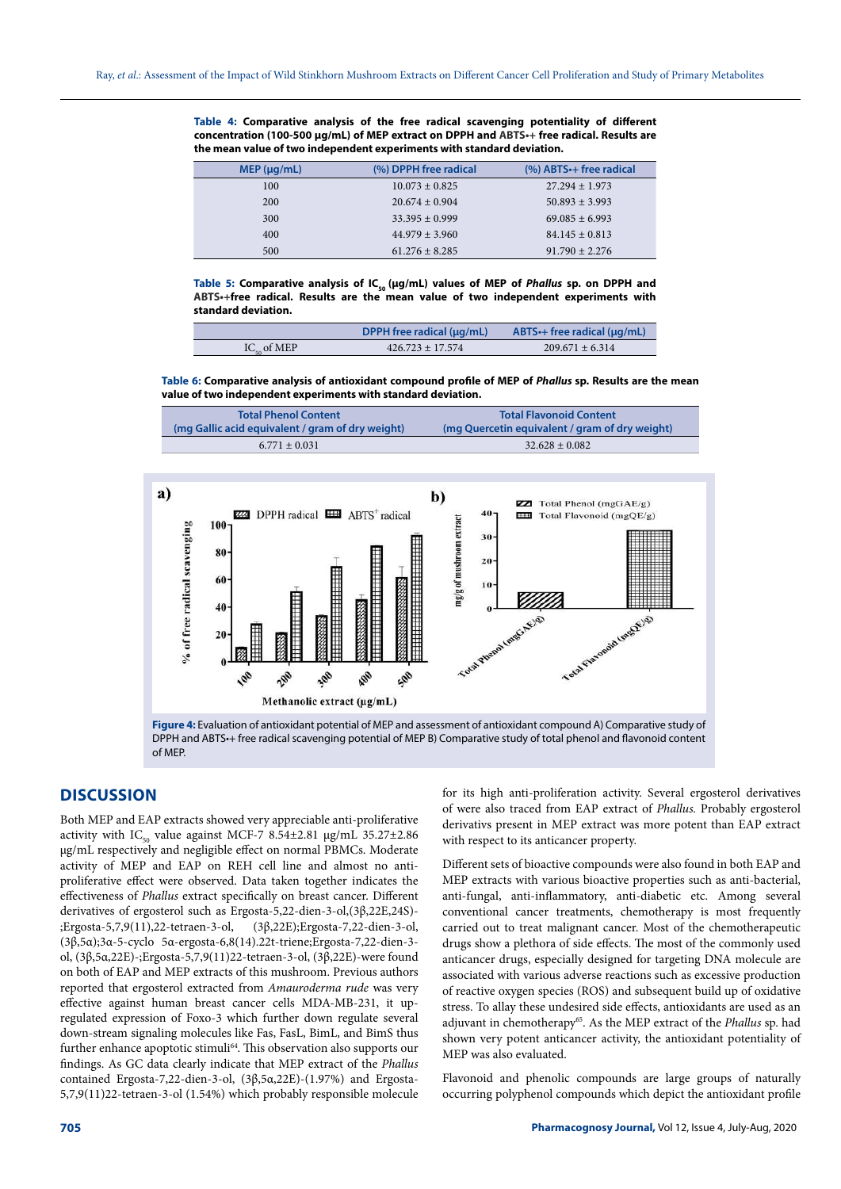**Table 4: Comparative analysis of the free radical scavenging potentiality of different concentration (100-500 µg/mL) of MEP extract on DPPH and ABTS•+ free radical. Results are the mean value of two independent experiments with standard deviation.**

| MEP (µg/mL) | (%) DPPH free radical | (%) ABTS•+ free radical |
|---|---|---|
| 100 | 10.073 ± 0.825 | 27.294 ± 1.973 |
| 200 | 20.674 ± 0.904 | 50.893 ± 3.993 |
| 300 | 33.395 ± 0.999 | 69.085 ± 6.993 |
| 400 | 44.979 ± 3.960 | 84.145 ± 0.813 |
| 500 | 61.276 ± 8.285 | 91.790 ± 2.276 |

**Table 5: Comparative analysis of $IC_{50}$ (µg/mL) values of MEP of *Phallus* sp. on DPPH and ABTS•+free radical. Results are the mean value of two independent experiments with standard deviation.**

| | DPPH free radical (µg/mL) | ABTS•+ free radical (µg/mL) |
|---|---|---|
| $IC_{50}$ of MEP | 426.723 ± 17.574 | 209.671 ± 6.314 |

**Table 6: Comparative analysis of antioxidant compound profile of MEP of *Phallus* sp. Results are the mean value of two independent experiments with standard deviation.**

| Total Phenol Content (mg Gallic acid equivalent / gram of dry weight) | Total Flavonoid Content (mg Quercetin equivalent / gram of dry weight) |
|---|---|
| 6.771 ± 0.031 | 32.628 ± 0.082 |

**Figure 4:** Evaluation of antioxidant potential of MEP and assessment of antioxidant compound A) Comparative study of DPPH and ABTS•+ free radical scavenging potential of MEP B) Comparative study of total phenol and flavonoid content of MEP.

## DISCUSSION

Both MEP and EAP extracts showed very appreciable anti-proliferative activity with $IC_{50}$ value against MCF-7 8.54±2.81 µg/mL 35.27±2.86 µg/mL respectively and negligible effect on normal PBMCs. Moderate activity of MEP and EAP on REH cell line and almost no anti-proliferative effect were observed. Data taken together indicates the effectiveness of *Phallus* extract specifically on breast cancer. Different derivatives of ergosterol such as Ergosta-5,22-dien-3-ol,(3β,22E,24S)-;Ergosta-5,7,9(11),22-tetraen-3-ol, (3β,22E);Ergosta-7,22-dien-3-ol, (3β,5α);3α-5-cyclo 5α-ergosta-6,8(14).22t-triene;Ergosta-7,22-dien-3-ol, (3β,5α,22E)-;Ergosta-5,7,9(11)22-tetraen-3-ol, (3β,22E)-were found on both of EAP and MEP extracts of this mushroom. Previous authors reported that ergosterol extracted from *Amauroderma rude* was very effective against human breast cancer cells MDA-MB-231, it up-regulated expression of Foxo-3 which further down regulate several down-stream signaling molecules like Fas, FasL, BimL, and BimS thus further enhance apoptotic stimuli[64]. This observation also supports our findings. As GC data clearly indicate that MEP extract of the *Phallus* contained Ergosta-7,22-dien-3-ol, (3β,5α,22E)-(1.97%) and Ergosta-5,7,9(11)22-tetraen-3-ol (1.54%) which probably responsible molecule for its high anti-proliferation activity. Several ergosterol derivatives of were also traced from EAP extract of *Phallus.* Probably ergosterol derivativs present in MEP extract was more potent than EAP extract with respect to its anticancer property.

Different sets of bioactive compounds were also found in both EAP and MEP extracts with various bioactive properties such as anti-bacterial, anti-fungal, anti-inflammatory, anti-diabetic etc. Among several conventional cancer treatments, chemotherapy is most frequently carried out to treat malignant cancer. Most of the chemotherapeutic drugs show a plethora of side effects. The most of the commonly used anticancer drugs, especially designed for targeting DNA molecule are associated with various adverse reactions such as excessive production of reactive oxygen species (ROS) and subsequent build up of oxidative stress. To allay these undesired side effects, antioxidants are used as an adjuvant in chemotherapy[65]. As the MEP extract of the *Phallus* sp. had shown very potent anticancer activity, the antioxidant potentiality of MEP was also evaluated.

Flavonoid and phenolic compounds are large groups of naturally occurring polyphenol compounds which depict the antioxidant profile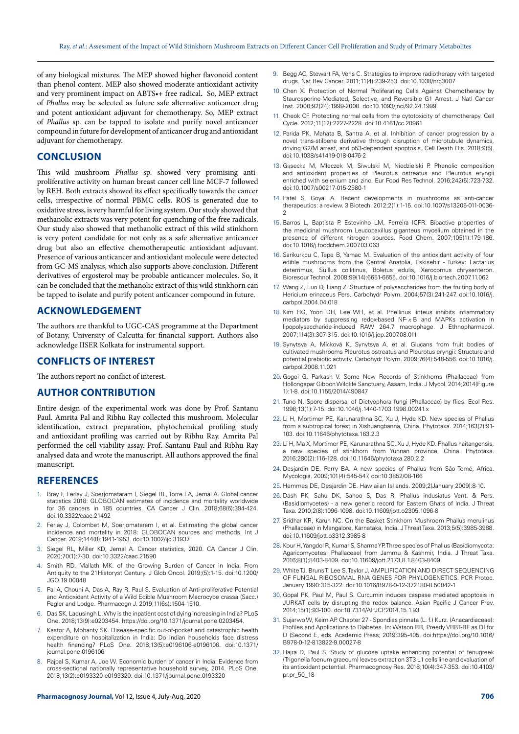of any biological mixtures. The MEP showed higher flavonoid content than phenol content. MEP also showed moderate antioxidant activity and very prominent impact on ABTS•+ free radical. So, MEP extract of *Phallus* may be selected as future safe alternative anticancer drug and potent antioxidant adjuvant for chemotherapy. So, MEP extract of *Phallus* sp. can be tapped to isolate and purify novel anticancer compound in future for development of anticancer drug and antioxidant adjuvant for chemotherapy.

## CONCLUSION

This wild mushroom *Phallus* sp. showed very promising anti-proliferative activity on human breast cancer cell line MCF-7 followed by REH. Both extracts showed its effect specifically towards the cancer cells, irrespective of normal PBMC cells. ROS is generated due to oxidative stress, is very harmful for living system. Our study showed that methanolic extracts was very potent for quenching of the free radicals. Our study also showed that methanolic extract of this wild stinkhorn is very potent candidate for not only as a safe alternative anticancer drug but also an effective chemotherapeutic antioxidant adjuvant. Presence of various anticancer and antioxidant molecule were detected from GC-MS analysis, which also supports above conclusion. Different derivatives of ergosterol may be probable anticancer molecules. So, it can be concluded that the methanolic extract of this wild stinkhorn can be tapped to isolate and purify potent anticancer compound in future.

## ACKNOWLEDGEMENT

The authors are thankful to UGC-CAS programme at the Department of Botany, University of Calcutta for financial support. Authors also acknowledge IISER Kolkata for instrumental support.

## CONFLICTS OF INTEREST

The authors report no conflict of interest.

## AUTHOR CONTRIBUTION

Entire design of the experimental work was done by Prof. Santanu Paul. Amrita Pal and Ribhu Ray collected this mushroom. Molecular identification, extract preparation, phytochemical profiling study and antioxidant profiling was carried out by Ribhu Ray. Amrita Pal performed the cell viability assay. Prof. Santanu Paul and Ribhu Ray analysed data and wrote the manuscript. All authors approved the final manuscript.

## REFERENCES

1. Bray F, Ferlay J, Soerjomataram I, Siegel RL, Torre LA, Jemal A. Global cancer statistics 2018: GLOBOCAN estimates of incidence and mortality worldwide for 36 cancers in 185 countries. CA Cancer J Clin. 2018;68(6):394-424. doi:10.3322/caac.21492
2. Ferlay J, Colombet M, Soerjomataram I, et al. Estimating the global cancer incidence and mortality in 2018: GLOBOCAN sources and methods. Int J Cancer. 2019;144(8):1941-1953. doi:10.1002/ijc.31937
3. Siegel RL, Miller KD, Jemal A. Cancer statistics, 2020. CA Cancer J Clin. 2020;70(1):7-30. doi:10.3322/caac.21590
4. Smith RD, Mallath MK. of the Growing Burden of Cancer in India: From Antiquity to the 21Historyst Century. J Glob Oncol. 2019;(5):1-15. doi:10.1200/JGO.19.00048
5. Pal A, Chouni A, Das A, Ray R, Paul S. Evaluation of Anti-proliferative Potential and Antioxidant Activity of a Wild Edible Mushroom Macrocybe crassa (Sacc.) Pegler and Lodge. Pharmacogn J. 2019;11(6s):1504-1510.
6. Das SK, Ladusingh L. Why is the inpatient cost of dying increasing in India? PLoS One. 2018;13(9):e0203454. https://doi.org/10.1371/journal.pone.0203454.
7. Kastor A, Mohanty SK. Disease-specific out-of-pocket and catastrophic health expenditure on hospitalization in India: Do Indian households face distress health financing? PLoS One. 2018;13(5):e0196106-e0196106. doi:10.1371/journal.pone.0196106
8. Rajpal S, Kumar A, Joe W. Economic burden of cancer in India: Evidence from cross-sectional nationally representative household survey, 2014. PLoS One. 2018;13(2):e0193320-e0193320. doi:10.1371/journal.pone.0193320
9. Begg AC, Stewart FA, Vens C. Strategies to improve radiotherapy with targeted drugs. Nat Rev Cancer. 2011;11(4):239-253. doi:10.1038/nrc3007
10. Chen X. Protection of Normal Proliferating Cells Against Chemotherapy by Staurosporine-Mediated, Selective, and Reversible G1 Arrest. J Natl Cancer Inst. 2000;92(24):1999-2008. doi:10.1093/jnci/92.24.1999
11. Cheok CF. Protecting normal cells from the cytotoxicity of chemotherapy. Cell Cycle. 2012;11(12):2227-2228. doi:10.4161/cc.20961
12. Parida PK, Mahata B, Santra A, et al. Inhibition of cancer progression by a novel trans-stilbene derivative through disruption of microtubule dynamics, driving G2/M arrest, and p53-dependent apoptosis. Cell Death Dis. 2018;9(5). doi:10.1038/s41419-018-0476-2
13. Gąsecka M, Mleczek M, Siwulski M, Niedzielski P. Phenolic composition and antioxidant properties of Pleurotus ostreatus and Pleurotus eryngii enriched with selenium and zinc. Eur Food Res Technol. 2016;242(5):723-732. doi:10.1007/s00217-015-2580-1
14. Patel S, Goyal A. Recent developments in mushrooms as anti-cancer therapeutics: a review. 3 Biotech. 2012;2(1):1-15. doi:10.1007/s13205-011-0036-2
15. Barros L, Baptista P, Estevinho LM, Ferreira ICFR. Bioactive properties of the medicinal mushroom Leucopaxillus giganteus mycelium obtained in the presence of different nitrogen sources. Food Chem. 2007;105(1):179-186. doi:10.1016/j.foodchem.2007.03.063
16. Sarikurkcu C, Tepe B, Yamac M. Evaluation of the antioxidant activity of four edible mushrooms from the Central Anatolia, Eskisehir - Turkey: Lactarius deterrimus, Suillus collitinus, Boletus edulis, Xerocomus chrysenteron. Bioresour Technol. 2008;99(14):6651-6655. doi:10.1016/j.biortech.2007.11.062
17. Wang Z, Luo D, Liang Z. Structure of polysaccharides from the fruiting body of Hericium erinaceus Pers. Carbohydr Polym. 2004;57(3):241-247. doi:10.1016/j.carbpol.2004.04.018
18. Kim HG, Yoon DH, Lee WH, et al. Phellinus linteus inhibits inflammatory mediators by suppressing redox-based NF-κB and MAPKs activation in lipopolysaccharide-induced RAW 264.7 macrophage. J Ethnopharmacol. 2007;114(3):307-315. doi:10.1016/j.jep.2007.08.011
19. Synytsya A, Míčková K, Synytsya A, et al. Glucans from fruit bodies of cultivated mushrooms Pleurotus ostreatus and Pleurotus eryngii: Structure and potential prebiotic activity. Carbohydr Polym. 2009;76(4):548-556. doi:10.1016/j.carbpol.2008.11.021
20. Gogoi G, Parkash V. Some New Records of Stinkhorns (Phallaceae) from Hollongapar Gibbon Wildlife Sanctuary, Assam, India. J Mycol. 2014;2014(Figure 1):1-8. doi:10.1155/2014/490847
21. Tuno N. Spore dispersal of Dictyophora fungi (Phallaceae) by flies. Ecol Res. 1998;13(1):7-15. doi:10.1046/j.1440-1703.1998.00241.x
22. Li H, Mortimer PE, Karunarathna SC, Xu J, Hyde KD. New species of Phallus from a subtropical forest in Xishuangbanna, China. Phytotaxa. 2014;163(2):91-103. doi:10.11646/phytotaxa.163.2.3
23. Li H, Ma X, Mortimer PE, Karunarathna SC, Xu J, Hyde KD. Phallus haitangensis, a new species of stinkhorn from Yunnan province, China. Phytotaxa. 2016;280(2):116-128. doi:10.11646/phytotaxa.280.2.2
24. Desjardin DE, Perry BA. A new species of Phallus from São Tomé, Africa. Mycologia. 2009;101(4):545-547. doi:10.3852/08-166
25. Hemmes DE, Desjardin DE. Haw aiian Isl ands. 2009;2(January 2009):8-10.
26. Dash PK, Sahu DK, Sahoo S, Das R. Phallus indusiatus Vent. & Pers. (Basidiomycetes) - a new generic record for Eastern Ghats of India. J Threat Taxa. 2010;2(8):1096-1098. doi:10.11609/jott.o2305.1096-8
27. Sridhar KR, Karun NC. On the Basket Stinkhorn Mushroom Phallus merulinus (Phallaceae) in Mangalore, Karnataka, India. J Threat Taxa. 2013;5(5):3985-3988. doi:10.11609/jott.o3312.3985-8
28. Kour H, Yangdol R, Kumar S, Sharma YP. Three species of Phallus (Basidiomycota: Agaricomycetes: Phallaceae) from Jammu & Kashmir, India. J Threat Taxa. 2016;8(1):8403-8409. doi:10.11609/jott.2173.8.1.8403-8409
29. White TJ, Bruns T, Lee S, Taylor J. AMPLIFICATION AND DIRECT SEQUENCING OF FUNGAL RIBOSOMAL RNA GENES FOR PHYLOGENETICS. PCR Protoc. January 1990:315-322. doi:10.1016/B978-0-12-372180-8.50042-1
30. Gopal PK, Paul M, Paul S. Curcumin induces caspase mediated apoptosis in JURKAT cells by disrupting the redox balance. Asian Pacific J Cancer Prev. 2014;15(1):93-100. doi:10.7314/APJCP.2014.15.1.93
31. Sujarwo W, Keim AP. Chapter 27 - Spondias pinnata (L. f.) Kurz. (Anacardiaceae): Profiles and Applications to Diabetes. In: Watson RR, Preedy VRBT-BF as DI for D (Second E, eds. Academic Press; 2019:395-405. doi:https://doi.org/10.1016/B978-0-12-813822-9.00027-8
32. Hajra D, Paul S. Study of glucose uptake enhancing potential of fenugreek (Trigonella foenum graecum) leaves extract on 3T3 L1 cells line and evaluation of its antioxidant potential. Pharmacognosy Res. 2018;10(4):347-353. doi:10.4103/pr.pr_50_18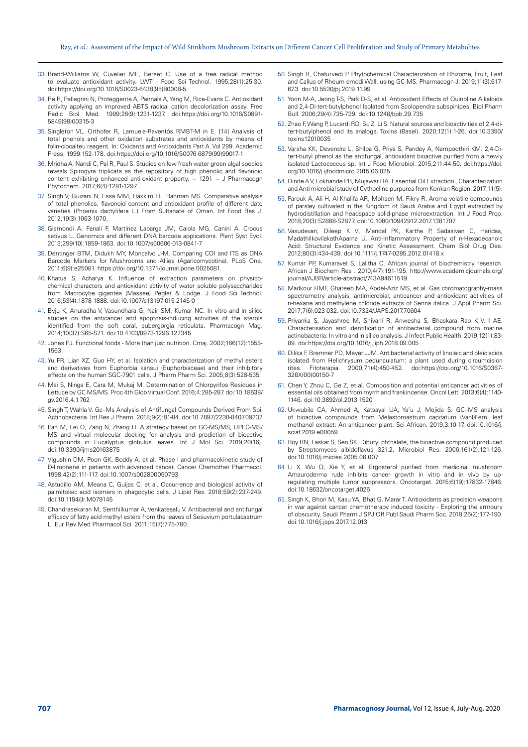33. Brand-Williams W, Cuvelier ME, Berset C. Use of a free radical method to evaluate antioxidant activity. LWT - Food Sci Technol. 1995;28(1):25-30. doi:https://doi.org/10.1016/S0023-6438(95)80008-5

34. Re R, Pellegrini N, Proteggente A, Pannala A, Yang M, Rice-Evans C. Antioxidant activity applying an improved ABTS radical cation decolorization assay. Free Radic Biol Med. 1999;26(9):1231-1237. doi:https://doi.org/10.1016/S0891-5849(98)00315-3

35. Singleton VL, Orthofer R, Lamuela-Raventós RMBT-M in E. [14] Analysis of total phenols and other oxidation substrates and antioxidants by means of folin-ciocalteu reagent. In: Oxidants and Antioxidants Part A. Vol 299. Academic Press; 1999:152-178. doi:https://doi.org/10.1016/S0076-6879(99)99017-1

36. Mridha A, Nandi C, Pal R, Paul S. Studies on few fresh water green algal species reveals Spirogyra triplicata as the repository of high phenolic and flavonoid content exhibiting enhanced anti-oxidant property. ~ 1291 ~ J Pharmacogn Phytochem. 2017;6(4):1291-1297.

37. Singh V, Guizani N, Essa MM, Hakkim FL, Rahman MS. Comparative analysis of total phenolics, flavonoid content and antioxidant profile of different date varieties (Phoenix dactylifera L.) From Sultanate of Oman. Int Food Res J. 2012;19(3):1063-1070.

38. Gismondi A, Fanali F, Martínez Labarga JM, Caiola MG, Canini A. Crocus sativus L. Genomics and different DNA barcode applications. Plant Syst Evol. 2013;299(10):1859-1863. doi:10.1007/s00606-013-0841-7

39. Dentinger BTM, Didukh MY, Moncalvo J-M. Comparing COI and ITS as DNA Barcode Markers for Mushrooms and Allies (Agaricomycotina). PLoS One. 2011;6(9):e25081. https://doi.org/10.1371/journal.pone.0025081.

40. Khatua S, Acharya K. Influence of extraction parameters on physico-chemical characters and antioxidant activity of water soluble polysaccharides from Macrocybe gigantea (Massee) Pegler & Lodge. J Food Sci Technol. 2016;53(4):1878-1888. doi:10.1007/s13197-015-2145-0

41. Byju K, Anuradha V, Vasundhara G, Nair SM, Kumar NC. In vitro and in silico studies on the anticancer and apoptosis-inducing activities of the sterols identified from the soft coral, subergorgia reticulata. Pharmacogn Mag. 2014;10(37):S65-S71. doi:10.4103/0973-1296.127345

42. Jones PJ. Functional foods - More than just nutrition. Cmaj. 2002;166(12):1555-1563.

43. Yu FR, Lian XZ, Guo HY, et al. Isolation and characterization of methyl esters and derivatives from Euphorbia kansui (Euphorbiaceae) and their inhibitory effects on the human SGC-7901 cells. J Pharm Pharm Sci. 2005;8(3):528-535.

44. Mai S, Ninga E, Cara M, Mukaj M. Determination of Chlorpyrifos Residues in Lettuce by GC MS/MS. Proc 4th Glob Virtual Conf. 2016;4:285-287. doi:10.18638/gv.2016.4.1.762

45. Singh T, Wahla V. Gc–Ms Analysis of Antifungal Compounds Derived From Soil Actinobacteria. Int Res J Pharm. 2018;9(2):81-84. doi:10.7897/2230-8407.09232

46. Pan M, Lei Q, Zang N, Zhang H. A strategy based on GC-MS/MS, UPLC-MS/MS and virtual molecular docking for analysis and prediction of bioactive compounds in Eucalyptus globulus leaves. Int J Mol Sci. 2019;20(16). doi:10.3390/ijms20163875

47. Vigushin DM, Poon GK, Boddy A, et al. Phase I and pharmacokinetic study of D-limonene in patients with advanced cancer. Cancer Chemother Pharmacol. 1998;42(2):111-117. doi:10.1007/s002800050793

48. Astudillo AM, Meana C, Guijas C, et al. Occurrence and biological activity of palmitoleic acid isomers in phagocytic cells. J Lipid Res. 2018;59(2):237-249. doi:10.1194/jlr.M079145

49. Chandrasekaran M, Senthilkumar A, Venkatesalu V. Antibacterial and antifungal efficacy of fatty acid methyl esters from the leaves of Sesuvium portulacastrum L. Eur Rev Med Pharmacol Sci. 2011;15(7):775-780.

50. Singh R, Chaturvedi P. Phytochemical Characterization of Rhizome, Fruit, Leaf and Callus of Rheum emodi Wall. using GC-MS. Pharmacogn J. 2019;11(3):617-623. doi:10.5530/pj.2019.11.99

51. Yoon M-A, Jeong T-S, Park D-S, et al. Antioxidant Effects of Quinoline Alkaloids and 2,4-Di-tert-butylphenol Isolated from Scolopendra subspinipes. Biol Pharm Bull. 2006;29(4):735-739. doi:10.1248/bpb.29.735

52. Zhao F, Wang P, Lucardi RD, Su Z, Li S. Natural sources and bioactivities of 2,4-di-tert-butylphenol and its analogs. Toxins (Basel). 2020;12(1):1-26. doi:10.3390/toxins12010035

53. Varsha KK, Devendra L, Shilpa G, Priya S, Pandey A, Nampoothiri KM. 2,4-Di-tert-butyl phenol as the antifungal, antioxidant bioactive purified from a newly isolated Lactococcus sp. Int J Food Microbiol. 2015;211:44-50. doi:https://doi.org/10.1016/j.ijfoodmicro.2015.06.025

54. Dinde A V, Lokhande PB, Mujawar HA. Essential Oil Extraction , Characterization and Anti microbial study of Cythocline purpurea from Konkan Region. 2017;11(5).

55. Farouk A, Ali H, Al-Khalifa AR, Mohsen M, Fikry R. Aroma volatile compounds of parsley cultivated in the Kingdom of Saudi Arabia and Egypt extracted by hydrodistillation and headspace solid-phase microextraction. Int J Food Prop. 2018;20(3):S2868-S2877. doi:10.1080/10942912.2017.1381707

56. Vasudevan, Dileep K V., Mandal PK, Karthe P, Sadasivan C, Haridas, MadathilkovilakathAparna U. Anti-Inflammatory Property of n-Hexadecanoic Acid: Structural Evidence and Kinetic Assessment. Chem Biol Drug Des. 2012;80(3):434-439. doi:10.1111/j.1747-0285.2012.01418.x

57. Kumar PP, Kumaravel S, Lalitha C. African journal of biochemistry research. African J Biochem Res . 2010;4(7):191-195. http://www.academicjournals.org/journal/AJBR/article-abstract/743A94611519.

58. Madkour HMF, Ghareeb MA, Abdel-Aziz MS, et al. Gas chromatography-mass spectrometry analysis, antimicrobial, anticancer and antioxidant activities of n-hexane and methylene chloride extracts of Senna italica. J Appl Pharm Sci. 2017;7(6):023-032. doi:10.7324/JAPS.2017.70604

59. Priyanka S, Jayashree M, Shivani R, Anwesha S, Bhaskara Rao K V, I AE. Characterisation and identification of antibacterial compound from marine actinobacteria: In vitro and in silico analysis. J Infect Public Health. 2019;12(1):83-89. doi:https://doi.org/10.1016/j.jiph.2018.09.005

60. Dilika F, Bremner PD, Meyer JJM. Antibacterial activity of linoleic and oleic acids isolated from Helichrysum pedunculatum: a plant used during circumcision rites. Fitoterapia. 2000;71(4):450-452. doi:https://doi.org/10.1016/S0367-326X(00)00150-7

61. Chen Y, Zhou C, Ge Z, et al. Composition and potential anticancer activities of essential oils obtained from myrrh and frankincense. Oncol Lett. 2013;6(4):1140-1146. doi:10.3892/ol.2013.1520

62. Ukwubile CA, Ahmed A, Katsayal UA, Ya'u J, Mejida S. GC–MS analysis of bioactive compounds from Melastomastrum capitatum (Vahl)Fern. leaf methanol extract: An anticancer plant. Sci African. 2019;3:10-17. doi:10.1016/j.sciaf.2019.e00059

63. Roy RN, Laskar S, Sen SK. Dibutyl phthalate, the bioactive compound produced by Streptomyces albidoflavus 321.2. Microbiol Res. 2006;161(2):121-126. doi:10.1016/j.micres.2005.06.007

64. Li X, Wu Q, Xie Y, et al. Ergosterol purified from medicinal mushroom Amauroderma rude inhibits cancer growth in vitro and in vivo by up-regulating multiple tumor suppressors. Oncotarget. 2015;6(19):17832-17846. doi:10.18632/oncotarget.4026

65. Singh K, Bhori M, Kasu YA, Bhat G, Marar T. Antioxidants as precision weapons in war against cancer chemotherapy induced toxicity - Exploring the armoury of obscurity. Saudi Pharm J SPJ Off Publ Saudi Pharm Soc. 2018;26(2):177-190. doi:10.1016/j.jsps.2017.12.013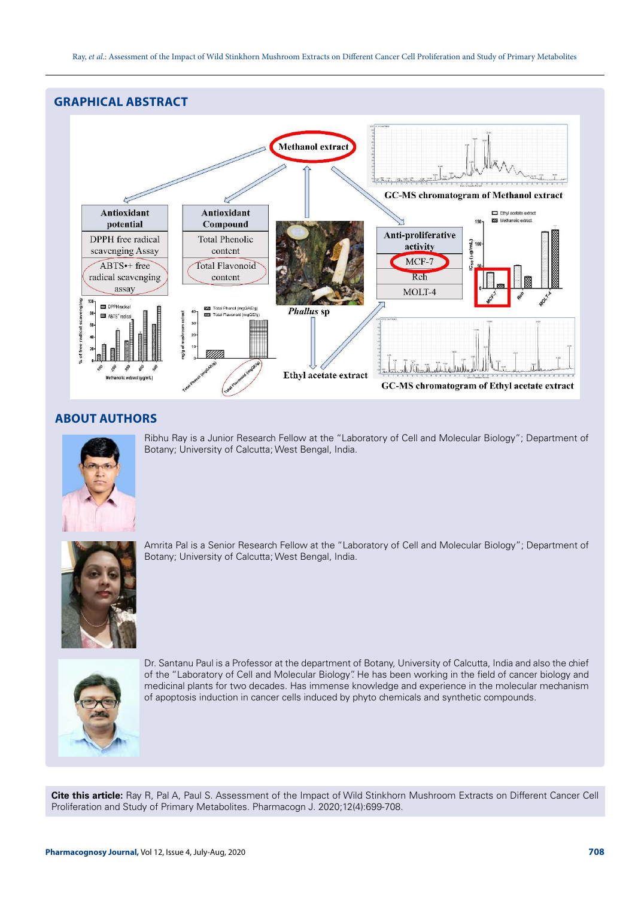## GRAPHICAL ABSTRACT

Methanol extract

GC-MS chromatogram of Methanol extract

Antioxidant potential

DPPH free radical scavenging Assay

ABTS•+ free radical scavenging assay

Antioxidant Compound

Total Phenolic content

Total Flavonoid content

*Phallus* sp

Ethyl acetate extract

Anti-proliferative activity

MCF-7

Rch

MOLT-4

GC-MS chromatogram of Ethyl acetate extract

## ABOUT AUTHORS

Ribhu Ray is a Junior Research Fellow at the "Laboratory of Cell and Molecular Biology"; Department of Botany; University of Calcutta; West Bengal, India.

Amrita Pal is a Senior Research Fellow at the "Laboratory of Cell and Molecular Biology"; Department of Botany; University of Calcutta; West Bengal, India.

Dr. Santanu Paul is a Professor at the department of Botany, University of Calcutta, India and also the chief of the "Laboratory of Cell and Molecular Biology". He has been working in the field of cancer biology and medicinal plants for two decades. Has immense knowledge and experience in the molecular mechanism of apoptosis induction in cancer cells induced by phyto chemicals and synthetic compounds.

**Cite this article:** Ray R, Pal A, Paul S. Assessment of the Impact of Wild Stinkhorn Mushroom Extracts on Different Cancer Cell Proliferation and Study of Primary Metabolites. Pharmacogn J. 2020;12(4):699-708.